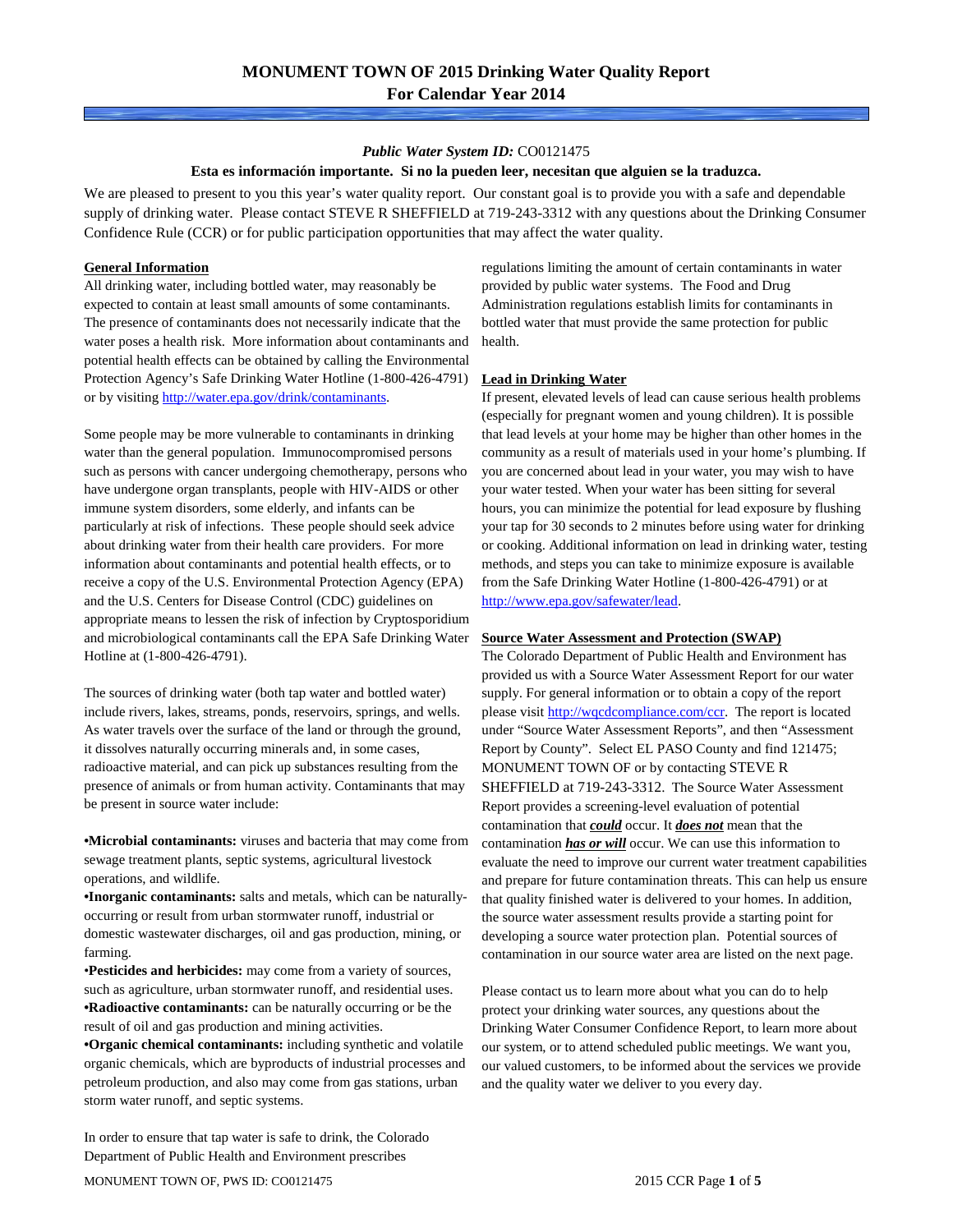# MONUMENT TOWN OF 2015 Drinking Water Quality Report
## For Calendar Year 2014

***Public Water System ID:*** CO0121475

**Esta es información importante. Si no la pueden leer, necesitan que alguien se la traduzca.**

We are pleased to present to you this year's water quality report. Our constant goal is to provide you with a safe and dependable supply of drinking water. Please contact STEVE R SHEFFIELD at 719-243-3312 with any questions about the Drinking Consumer Confidence Rule (CCR) or for public participation opportunities that may affect the water quality.

### General Information

All drinking water, including bottled water, may reasonably be expected to contain at least small amounts of some contaminants. The presence of contaminants does not necessarily indicate that the water poses a health risk. More information about contaminants and potential health effects can be obtained by calling the Environmental Protection Agency's Safe Drinking Water Hotline (1-800-426-4791) or by visiting http://water.epa.gov/drink/contaminants.

Some people may be more vulnerable to contaminants in drinking water than the general population. Immunocompromised persons such as persons with cancer undergoing chemotherapy, persons who have undergone organ transplants, people with HIV-AIDS or other immune system disorders, some elderly, and infants can be particularly at risk of infections. These people should seek advice about drinking water from their health care providers. For more information about contaminants and potential health effects, or to receive a copy of the U.S. Environmental Protection Agency (EPA) and the U.S. Centers for Disease Control (CDC) guidelines on appropriate means to lessen the risk of infection by Cryptosporidium and microbiological contaminants call the EPA Safe Drinking Water Hotline at (1-800-426-4791).

The sources of drinking water (both tap water and bottled water) include rivers, lakes, streams, ponds, reservoirs, springs, and wells. As water travels over the surface of the land or through the ground, it dissolves naturally occurring minerals and, in some cases, radioactive material, and can pick up substances resulting from the presence of animals or from human activity. Contaminants that may be present in source water include:

- **Microbial contaminants:** viruses and bacteria that may come from sewage treatment plants, septic systems, agricultural livestock operations, and wildlife.
- **Inorganic contaminants:** salts and metals, which can be naturally-occurring or result from urban stormwater runoff, industrial or domestic wastewater discharges, oil and gas production, mining, or farming.
- **Pesticides and herbicides:** may come from a variety of sources, such as agriculture, urban stormwater runoff, and residential uses.
- **Radioactive contaminants:** can be naturally occurring or be the result of oil and gas production and mining activities.
- **Organic chemical contaminants:** including synthetic and volatile organic chemicals, which are byproducts of industrial processes and petroleum production, and also may come from gas stations, urban storm water runoff, and septic systems.

In order to ensure that tap water is safe to drink, the Colorado Department of Public Health and Environment prescribes regulations limiting the amount of certain contaminants in water provided by public water systems. The Food and Drug Administration regulations establish limits for contaminants in bottled water that must provide the same protection for public health.

### Lead in Drinking Water

If present, elevated levels of lead can cause serious health problems (especially for pregnant women and young children). It is possible that lead levels at your home may be higher than other homes in the community as a result of materials used in your home's plumbing. If you are concerned about lead in your water, you may wish to have your water tested. When your water has been sitting for several hours, you can minimize the potential for lead exposure by flushing your tap for 30 seconds to 2 minutes before using water for drinking or cooking. Additional information on lead in drinking water, testing methods, and steps you can take to minimize exposure is available from the Safe Drinking Water Hotline (1-800-426-4791) or at http://www.epa.gov/safewater/lead.

### Source Water Assessment and Protection (SWAP)

The Colorado Department of Public Health and Environment has provided us with a Source Water Assessment Report for our water supply. For general information or to obtain a copy of the report please visit http://wqcdcompliance.com/ccr. The report is located under "Source Water Assessment Reports", and then "Assessment Report by County". Select EL PASO County and find 121475; MONUMENT TOWN OF or by contacting STEVE R SHEFFIELD at 719-243-3312. The Source Water Assessment Report provides a screening-level evaluation of potential contamination that ***could*** occur. It ***does not*** mean that the contamination ***has or will*** occur. We can use this information to evaluate the need to improve our current water treatment capabilities and prepare for future contamination threats. This can help us ensure that quality finished water is delivered to your homes. In addition, the source water assessment results provide a starting point for developing a source water protection plan. Potential sources of contamination in our source water area are listed on the next page.

Please contact us to learn more about what you can do to help protect your drinking water sources, any questions about the Drinking Water Consumer Confidence Report, to learn more about our system, or to attend scheduled public meetings. We want you, our valued customers, to be informed about the services we provide and the quality water we deliver to you every day.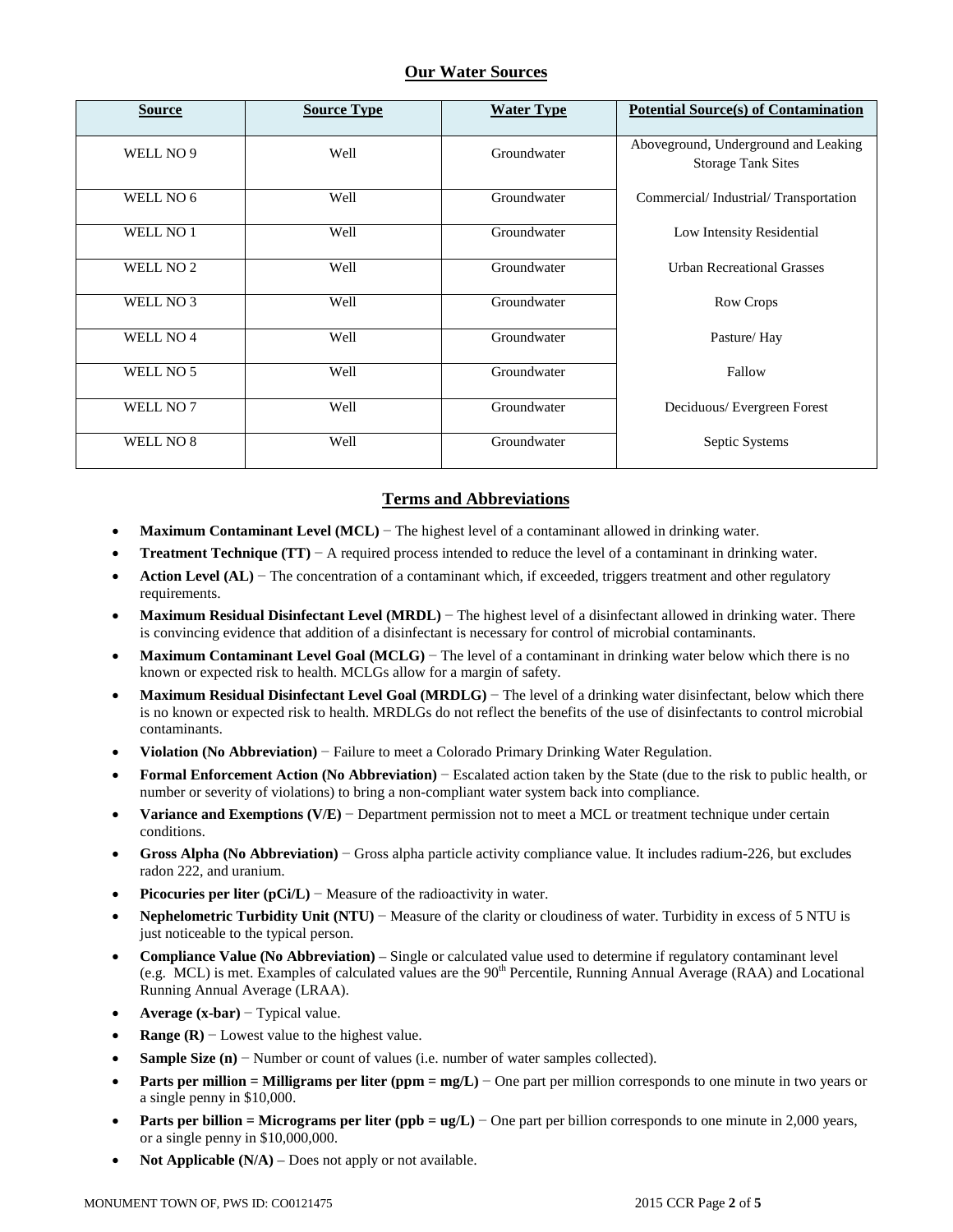## Our Water Sources

| Source | Source Type | Water Type | Potential Source(s) of Contamination |
|---|---|---|---|
| WELL NO 9 | Well | Groundwater | Aboveground, Underground and Leaking Storage Tank Sites |
| WELL NO 6 | Well | Groundwater | Commercial/ Industrial/ Transportation |
| WELL NO 1 | Well | Groundwater | Low Intensity Residential |
| WELL NO 2 | Well | Groundwater | Urban Recreational Grasses |
| WELL NO 3 | Well | Groundwater | Row Crops |
| WELL NO 4 | Well | Groundwater | Pasture/ Hay |
| WELL NO 5 | Well | Groundwater | Fallow |
| WELL NO 7 | Well | Groundwater | Deciduous/ Evergreen Forest |
| WELL NO 8 | Well | Groundwater | Septic Systems |

## Terms and Abbreviations

- **Maximum Contaminant Level (MCL)** − The highest level of a contaminant allowed in drinking water.
- **Treatment Technique (TT)** − A required process intended to reduce the level of a contaminant in drinking water.
- **Action Level (AL)** − The concentration of a contaminant which, if exceeded, triggers treatment and other regulatory requirements.
- **Maximum Residual Disinfectant Level (MRDL)** − The highest level of a disinfectant allowed in drinking water. There is convincing evidence that addition of a disinfectant is necessary for control of microbial contaminants.
- **Maximum Contaminant Level Goal (MCLG)** − The level of a contaminant in drinking water below which there is no known or expected risk to health. MCLGs allow for a margin of safety.
- **Maximum Residual Disinfectant Level Goal (MRDLG)** − The level of a drinking water disinfectant, below which there is no known or expected risk to health. MRDLGs do not reflect the benefits of the use of disinfectants to control microbial contaminants.
- **Violation (No Abbreviation)** − Failure to meet a Colorado Primary Drinking Water Regulation.
- **Formal Enforcement Action (No Abbreviation)** − Escalated action taken by the State (due to the risk to public health, or number or severity of violations) to bring a non-compliant water system back into compliance.
- **Variance and Exemptions (V/E)** − Department permission not to meet a MCL or treatment technique under certain conditions.
- **Gross Alpha (No Abbreviation)** − Gross alpha particle activity compliance value. It includes radium-226, but excludes radon 222, and uranium.
- **Picocuries per liter (pCi/L)** − Measure of the radioactivity in water.
- **Nephelometric Turbidity Unit (NTU)** − Measure of the clarity or cloudiness of water. Turbidity in excess of 5 NTU is just noticeable to the typical person.
- **Compliance Value (No Abbreviation)** – Single or calculated value used to determine if regulatory contaminant level (e.g. MCL) is met. Examples of calculated values are the 90th Percentile, Running Annual Average (RAA) and Locational Running Annual Average (LRAA).
- **Average (x-bar)** − Typical value.
- **Range (R)** − Lowest value to the highest value.
- **Sample Size (n)** − Number or count of values (i.e. number of water samples collected).
- **Parts per million = Milligrams per liter (ppm = mg/L)** − One part per million corresponds to one minute in two years or a single penny in $10,000.
- **Parts per billion = Micrograms per liter (ppb = ug/L)** − One part per billion corresponds to one minute in 2,000 years, or a single penny in $10,000,000.
- **Not Applicable (N/A)** – Does not apply or not available.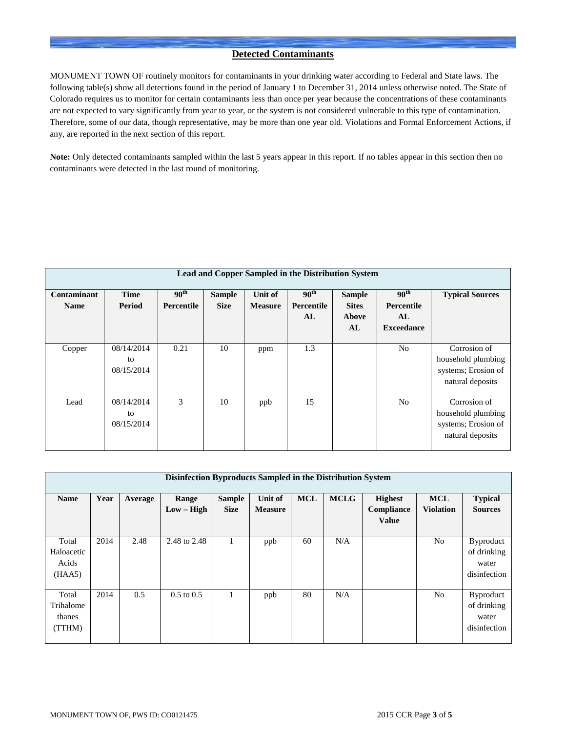## Detected Contaminants

MONUMENT TOWN OF routinely monitors for contaminants in your drinking water according to Federal and State laws. The following table(s) show all detections found in the period of January 1 to December 31, 2014 unless otherwise noted. The State of Colorado requires us to monitor for certain contaminants less than once per year because the concentrations of these contaminants are not expected to vary significantly from year to year, or the system is not considered vulnerable to this type of contamination. Therefore, some of our data, though representative, may be more than one year old. Violations and Formal Enforcement Actions, if any, are reported in the next section of this report.

**Note:** Only detected contaminants sampled within the last 5 years appear in this report. If no tables appear in this section then no contaminants were detected in the last round of monitoring.

**Lead and Copper Sampled in the Distribution System**

| Contaminant Name | Time Period | 90th Percentile | Sample Size | Unit of Measure | 90th Percentile AL | Sample Sites Above AL | 90th Percentile AL Exceedance | Typical Sources |
|---|---|---|---|---|---|---|---|---|
| Copper | 08/14/2014 to 08/15/2014 | 0.21 | 10 | ppm | 1.3 | | No | Corrosion of household plumbing systems; Erosion of natural deposits |
| Lead | 08/14/2014 to 08/15/2014 | 3 | 10 | ppb | 15 | | No | Corrosion of household plumbing systems; Erosion of natural deposits |

**Disinfection Byproducts Sampled in the Distribution System**

| Name | Year | Average | Range Low – High | Sample Size | Unit of Measure | MCL | MCLG | Highest Compliance Value | MCL Violation | Typical Sources |
|---|---|---|---|---|---|---|---|---|---|---|
| Total Haloacetic Acids (HAA5) | 2014 | 2.48 | 2.48 to 2.48 | 1 | ppb | 60 | N/A | | No | Byproduct of drinking water disinfection |
| Total Trihalomethanes (TTHM) | 2014 | 0.5 | 0.5 to 0.5 | 1 | ppb | 80 | N/A | | No | Byproduct of drinking water disinfection |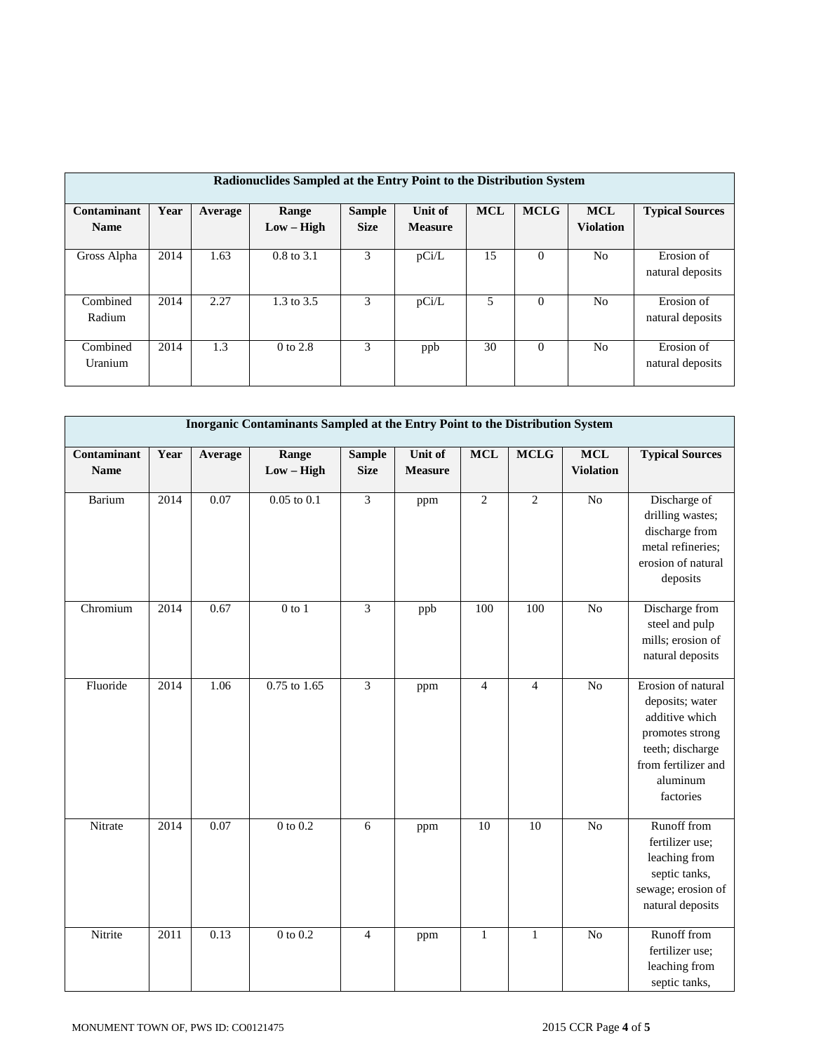| Radionuclides Sampled at the Entry Point to the Distribution System | | | | | | | | | |
|---|---|---|---|---|---|---|---|---|---|
| **Contaminant Name** | **Year** | **Average** | **Range Low – High** | **Sample Size** | **Unit of Measure** | **MCL** | **MCLG** | **MCL Violation** | **Typical Sources** |
| Gross Alpha | 2014 | 1.63 | 0.8 to 3.1 | 3 | pCi/L | 15 | 0 | No | Erosion of natural deposits |
| Combined Radium | 2014 | 2.27 | 1.3 to 3.5 | 3 | pCi/L | 5 | 0 | No | Erosion of natural deposits |
| Combined Uranium | 2014 | 1.3 | 0 to 2.8 | 3 | ppb | 30 | 0 | No | Erosion of natural deposits |

| Inorganic Contaminants Sampled at the Entry Point to the Distribution System | | | | | | | | | |
|---|---|---|---|---|---|---|---|---|---|
| **Contaminant Name** | **Year** | **Average** | **Range Low – High** | **Sample Size** | **Unit of Measure** | **MCL** | **MCLG** | **MCL Violation** | **Typical Sources** |
| Barium | 2014 | 0.07 | 0.05 to 0.1 | 3 | ppm | 2 | 2 | No | Discharge of drilling wastes; discharge from metal refineries; erosion of natural deposits |
| Chromium | 2014 | 0.67 | 0 to 1 | 3 | ppb | 100 | 100 | No | Discharge from steel and pulp mills; erosion of natural deposits |
| Fluoride | 2014 | 1.06 | 0.75 to 1.65 | 3 | ppm | 4 | 4 | No | Erosion of natural deposits; water additive which promotes strong teeth; discharge from fertilizer and aluminum factories |
| Nitrate | 2014 | 0.07 | 0 to 0.2 | 6 | ppm | 10 | 10 | No | Runoff from fertilizer use; leaching from septic tanks, sewage; erosion of natural deposits |
| Nitrite | 2011 | 0.13 | 0 to 0.2 | 4 | ppm | 1 | 1 | No | Runoff from fertilizer use; leaching from septic tanks, |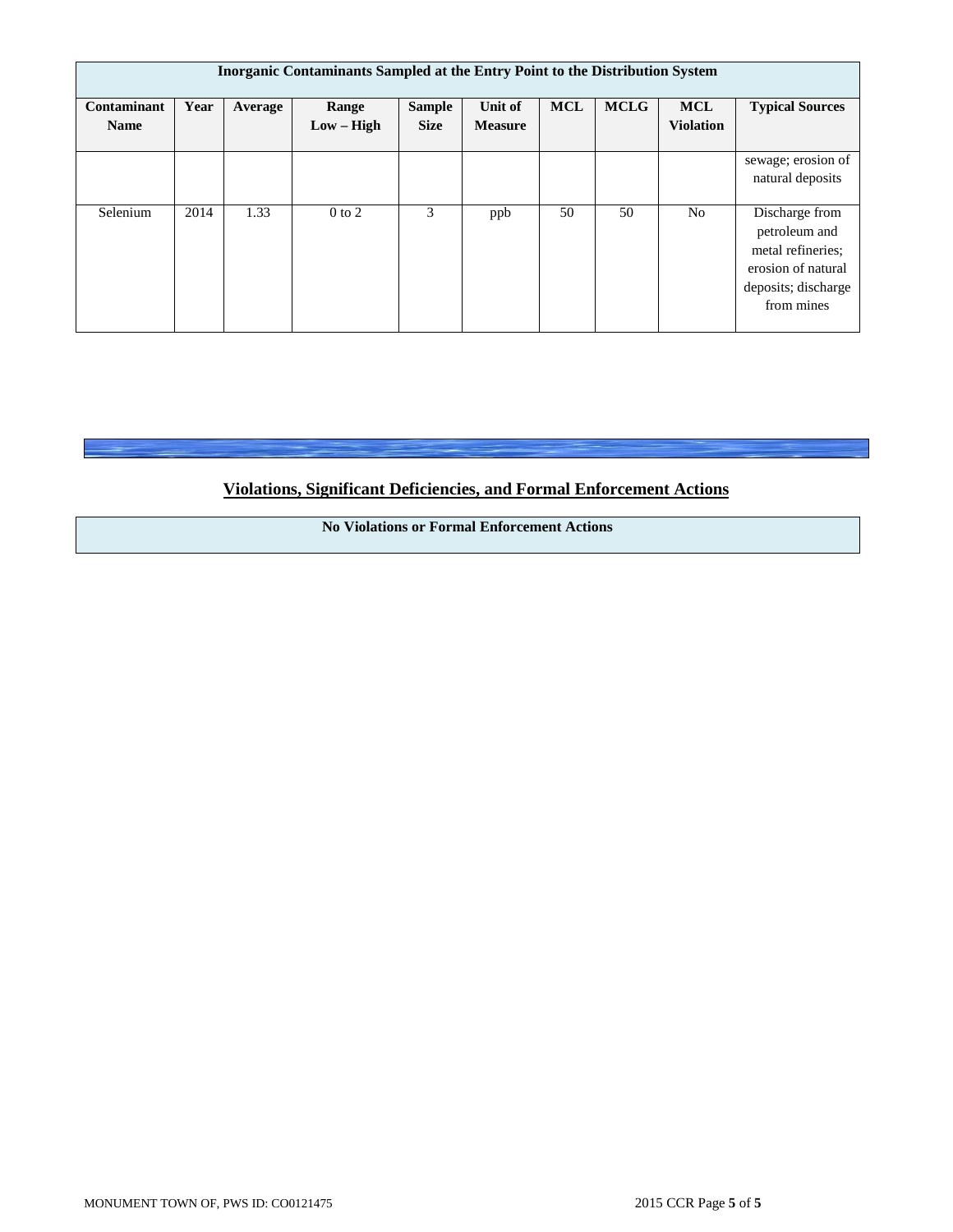| Inorganic Contaminants Sampled at the Entry Point to the Distribution System | | | | | | | | | |
|---|---|---|---|---|---|---|---|---|---|
| **Contaminant Name** | **Year** | **Average** | **Range Low – High** | **Sample Size** | **Unit of Measure** | **MCL** | **MCLG** | **MCL Violation** | **Typical Sources** |
| | | | | | | | | | sewage; erosion of natural deposits |
| Selenium | 2014 | 1.33 | 0 to 2 | 3 | ppb | 50 | 50 | No | Discharge from petroleum and metal refineries; erosion of natural deposits; discharge from mines |

## Violations, Significant Deficiencies, and Formal Enforcement Actions

**No Violations or Formal Enforcement Actions**